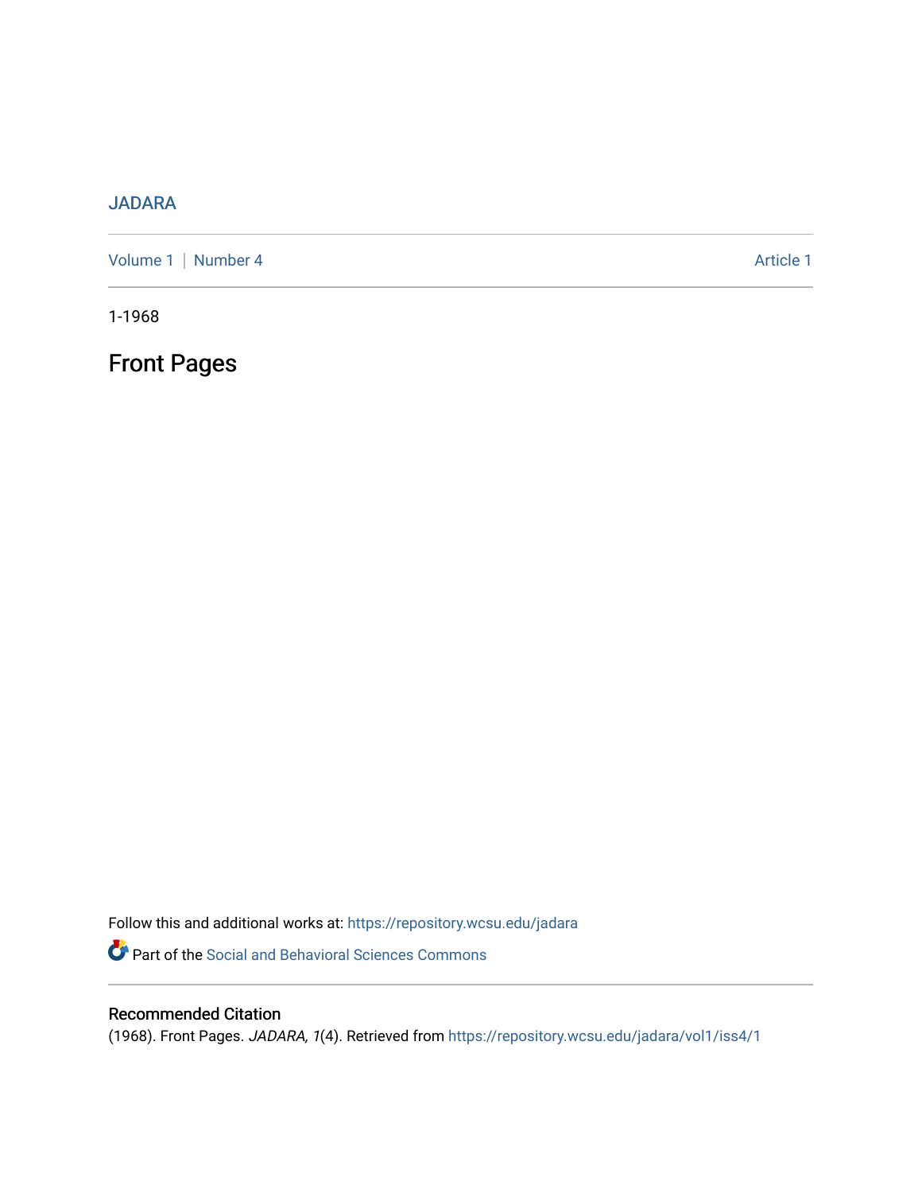JADARA

Volume 1 | Number 4 Article 1

1-1968

# Front Pages

Follow this and additional works at: https://repository.wcsu.edu/jadara

Part of the Social and Behavioral Sciences Commons

## Recommended Citation

(1968). Front Pages. *JADARA, 1*(4). Retrieved from https://repository.wcsu.edu/jadara/vol1/iss4/1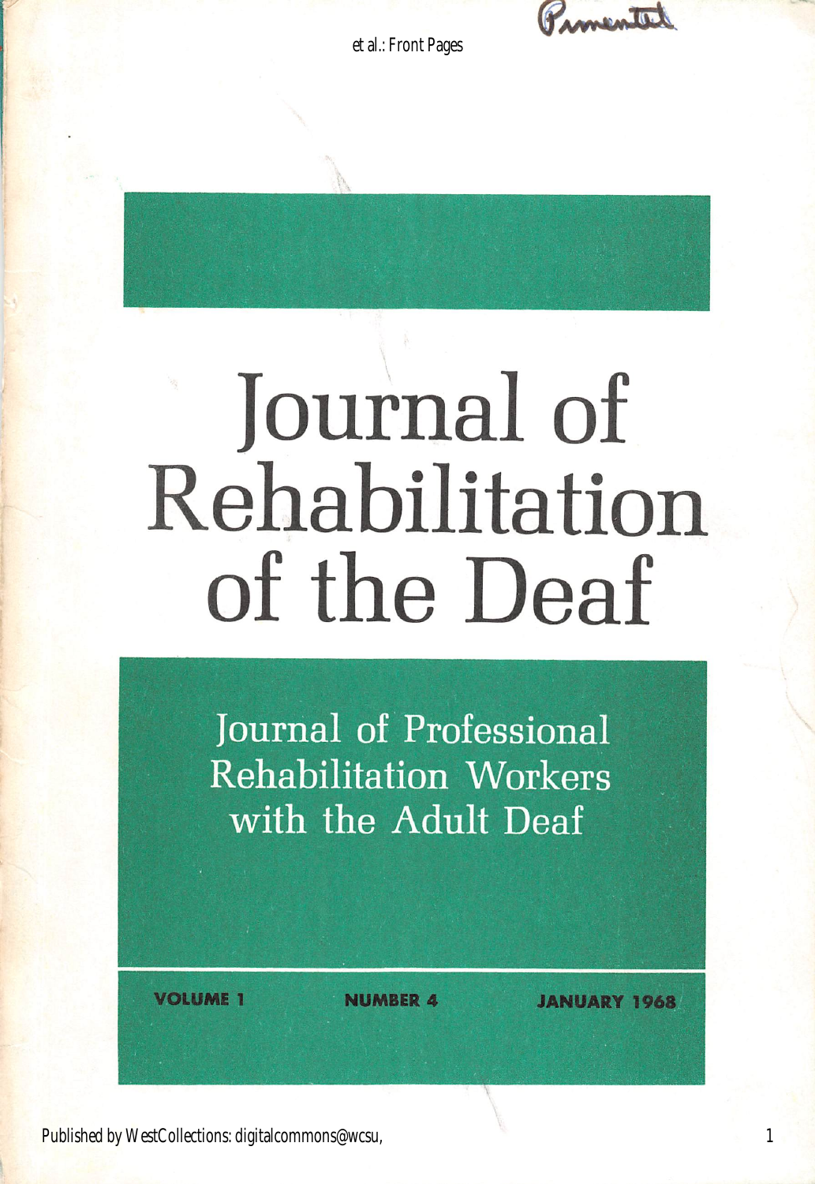# Journal of Rehabilitation of the Deaf

Journal of Professional Rehabilitation Workers with the Adult Deaf

VOLUME 1 NUMBER 4 JANUARY 1968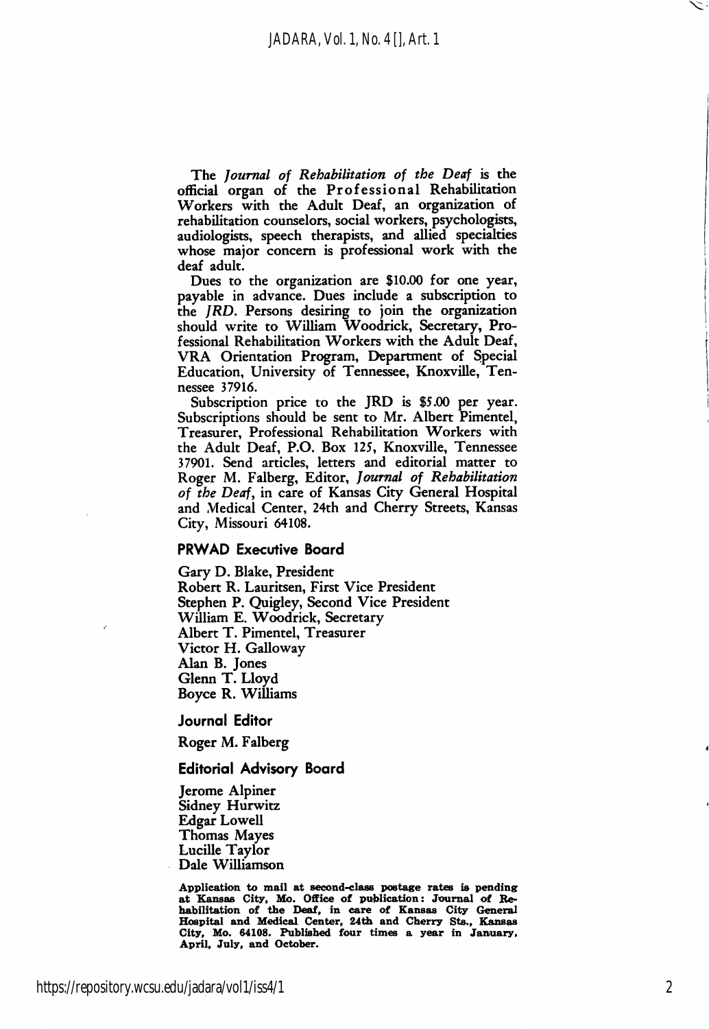The *Journal of Rehabilitation of the Deaf* is the official organ of the Professional Rehabilitation Workers with the Adult Deaf, an organization of rehabilitation counselors, social workers, psychologists, audiologists, speech therapists, and allied specialties whose major concern is professional work with the deaf adult.

Dues to the organization are $10.00 for one year, payable in advance. Dues include a subscription to the *JRD*. Persons desiring to join the organization should write to William Woodrick, Secretary, Professional Rehabilitation Workers with the Adult Deaf, VRA Orientation Program, Department of Special Education, University of Tennessee, Knoxville, Tennessee 37916.

Subscription price to the JRD is $5.00 per year. Subscriptions should be sent to Mr. Albert Pimentel, Treasurer, Professional Rehabilitation Workers with the Adult Deaf, P.O. Box 125, Knoxville, Tennessee 37901. Send articles, letters and editorial matter to Roger M. Falberg, Editor, *Journal of Rehabilitation of the Deaf*, in care of Kansas City General Hospital and Medical Center, 24th and Cherry Streets, Kansas City, Missouri 64108.

## PRWAD Executive Board

Gary D. Blake, President
Robert R. Lauritsen, First Vice President
Stephen P. Quigley, Second Vice President
William E. Woodrick, Secretary
Albert T. Pimentel, Treasurer
Victor H. Galloway
Alan B. Jones
Glenn T. Lloyd
Boyce R. Williams

## Journal Editor

Roger M. Falberg

## Editorial Advisory Board

Jerome Alpiner
Sidney Hurwitz
Edgar Lowell
Thomas Mayes
Lucille Taylor
Dale Williamson

**Application to mail at second-class postage rates is pending at Kansas City, Mo. Office of publication: Journal of Rehabilitation of the Deaf, in care of Kansas City General Hospital and Medical Center, 24th and Cherry Sts., Kansas City, Mo. 64108. Published four times a year in January, April, July, and October.**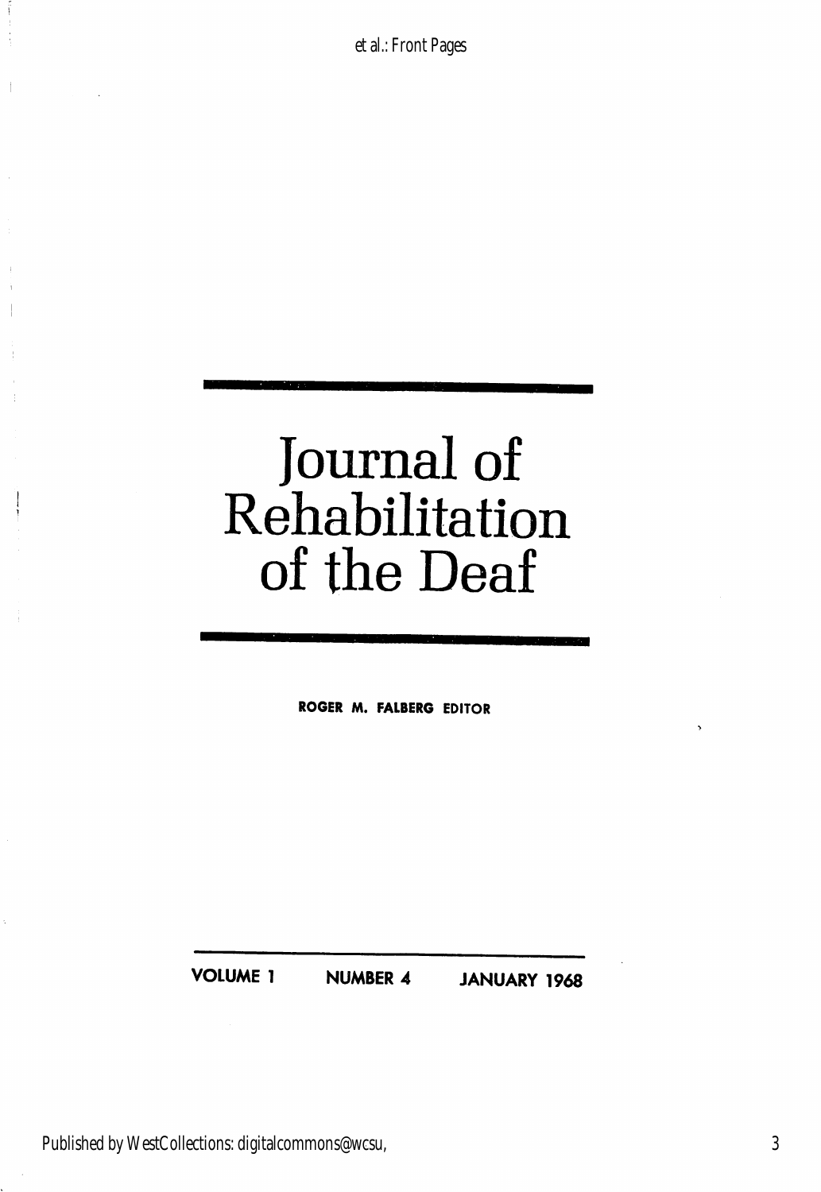# Journal of Rehabilitation of the Deaf

ROGER M. FALBERG EDITOR

VOLUME 1 NUMBER 4 JANUARY 1968